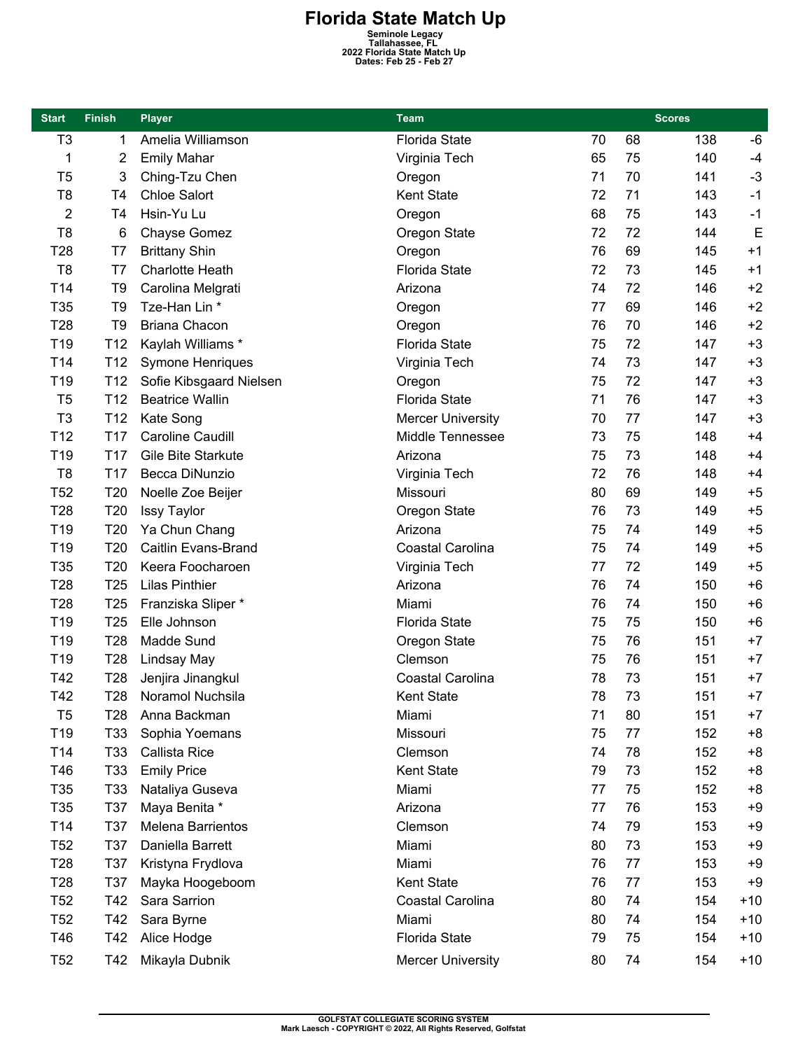# Florida State Match Up

**Seminole Legacy**
**Tallahassee, FL**
**2022 Florida State Match Up**
**Dates: Feb 25 - Feb 27**

| Start | Finish | Player | Team | Scores | | | |
|---|---|---|---|---|---|---|---|
| T3 | 1 | Amelia Williamson | Florida State | 70 | 68 | 138 | -6 |
| 1 | 2 | Emily Mahar | Virginia Tech | 65 | 75 | 140 | -4 |
| T5 | 3 | Ching-Tzu Chen | Oregon | 71 | 70 | 141 | -3 |
| T8 | T4 | Chloe Salort | Kent State | 72 | 71 | 143 | -1 |
| 2 | T4 | Hsin-Yu Lu | Oregon | 68 | 75 | 143 | -1 |
| T8 | 6 | Chayse Gomez | Oregon State | 72 | 72 | 144 | E |
| T28 | T7 | Brittany Shin | Oregon | 76 | 69 | 145 | +1 |
| T8 | T7 | Charlotte Heath | Florida State | 72 | 73 | 145 | +1 |
| T14 | T9 | Carolina Melgrati | Arizona | 74 | 72 | 146 | +2 |
| T35 | T9 | Tze-Han Lin * | Oregon | 77 | 69 | 146 | +2 |
| T28 | T9 | Briana Chacon | Oregon | 76 | 70 | 146 | +2 |
| T19 | T12 | Kaylah Williams * | Florida State | 75 | 72 | 147 | +3 |
| T14 | T12 | Symone Henriques | Virginia Tech | 74 | 73 | 147 | +3 |
| T19 | T12 | Sofie Kibsgaard Nielsen | Oregon | 75 | 72 | 147 | +3 |
| T5 | T12 | Beatrice Wallin | Florida State | 71 | 76 | 147 | +3 |
| T3 | T12 | Kate Song | Mercer University | 70 | 77 | 147 | +3 |
| T12 | T17 | Caroline Caudill | Middle Tennessee | 73 | 75 | 148 | +4 |
| T19 | T17 | Gile Bite Starkute | Arizona | 75 | 73 | 148 | +4 |
| T8 | T17 | Becca DiNunzio | Virginia Tech | 72 | 76 | 148 | +4 |
| T52 | T20 | Noelle Zoe Beijer | Missouri | 80 | 69 | 149 | +5 |
| T28 | T20 | Issy Taylor | Oregon State | 76 | 73 | 149 | +5 |
| T19 | T20 | Ya Chun Chang | Arizona | 75 | 74 | 149 | +5 |
| T19 | T20 | Caitlin Evans-Brand | Coastal Carolina | 75 | 74 | 149 | +5 |
| T35 | T20 | Keera Foocharoen | Virginia Tech | 77 | 72 | 149 | +5 |
| T28 | T25 | Lilas Pinthier | Arizona | 76 | 74 | 150 | +6 |
| T28 | T25 | Franziska Sliper * | Miami | 76 | 74 | 150 | +6 |
| T19 | T25 | Elle Johnson | Florida State | 75 | 75 | 150 | +6 |
| T19 | T28 | Madde Sund | Oregon State | 75 | 76 | 151 | +7 |
| T19 | T28 | Lindsay May | Clemson | 75 | 76 | 151 | +7 |
| T42 | T28 | Jenjira Jinangkul | Coastal Carolina | 78 | 73 | 151 | +7 |
| T42 | T28 | Noramol Nuchsila | Kent State | 78 | 73 | 151 | +7 |
| T5 | T28 | Anna Backman | Miami | 71 | 80 | 151 | +7 |
| T19 | T33 | Sophia Yoemans | Missouri | 75 | 77 | 152 | +8 |
| T14 | T33 | Callista Rice | Clemson | 74 | 78 | 152 | +8 |
| T46 | T33 | Emily Price | Kent State | 79 | 73 | 152 | +8 |
| T35 | T33 | Nataliya Guseva | Miami | 77 | 75 | 152 | +8 |
| T35 | T37 | Maya Benita * | Arizona | 77 | 76 | 153 | +9 |
| T14 | T37 | Melena Barrientos | Clemson | 74 | 79 | 153 | +9 |
| T52 | T37 | Daniella Barrett | Miami | 80 | 73 | 153 | +9 |
| T28 | T37 | Kristyna Frydlova | Miami | 76 | 77 | 153 | +9 |
| T28 | T37 | Mayka Hoogeboom | Kent State | 76 | 77 | 153 | +9 |
| T52 | T42 | Sara Sarrion | Coastal Carolina | 80 | 74 | 154 | +10 |
| T52 | T42 | Sara Byrne | Miami | 80 | 74 | 154 | +10 |
| T46 | T42 | Alice Hodge | Florida State | 79 | 75 | 154 | +10 |
| T52 | T42 | Mikayla Dubnik | Mercer University | 80 | 74 | 154 | +10 |

GOLFSTAT COLLEGIATE SCORING SYSTEM
Mark Laesch - COPYRIGHT © 2022, All Rights Reserved, Golfstat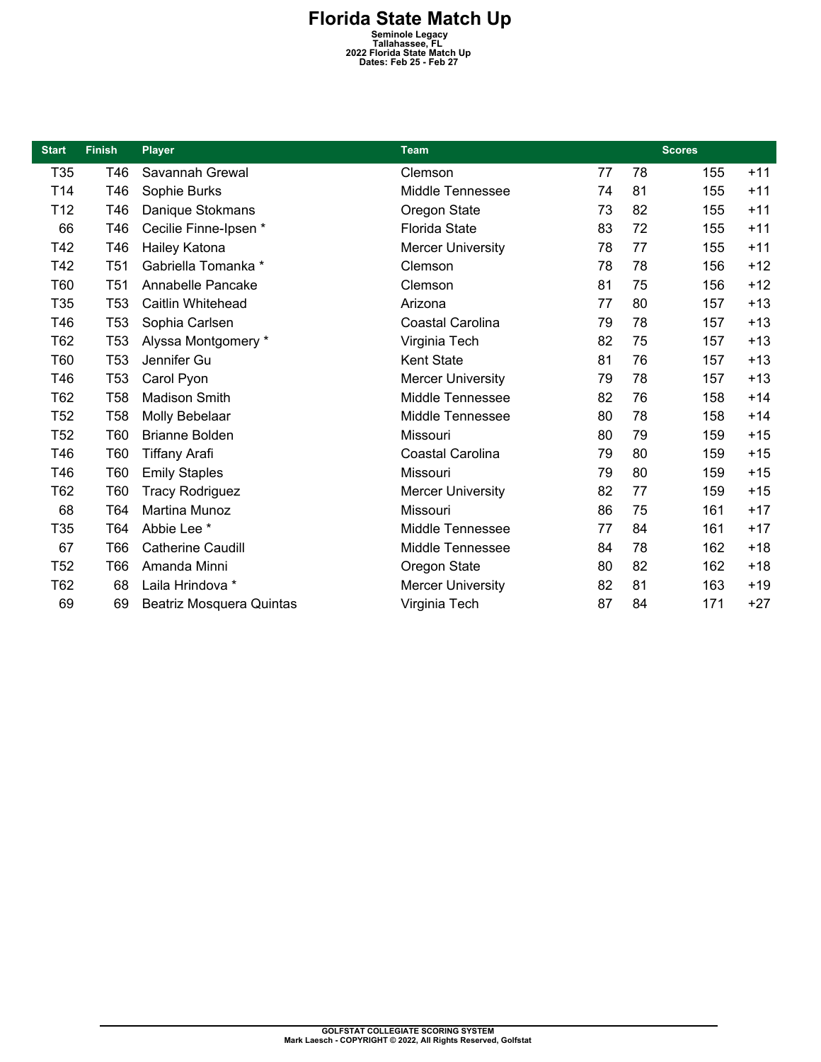# Florida State Match Up

**Seminole Legacy**
**Tallahassee, FL**
**2022 Florida State Match Up**
**Dates: Feb 25 - Feb 27**

| Start | Finish | Player | Team | | Scores | | |
|---|---|---|---|---|---|---|---|
| T35 | T46 | Savannah Grewal | Clemson | 77 | 78 | 155 | +11 |
| T14 | T46 | Sophie Burks | Middle Tennessee | 74 | 81 | 155 | +11 |
| T12 | T46 | Danique Stokmans | Oregon State | 73 | 82 | 155 | +11 |
| 66 | T46 | Cecilie Finne-Ipsen * | Florida State | 83 | 72 | 155 | +11 |
| T42 | T46 | Hailey Katona | Mercer University | 78 | 77 | 155 | +11 |
| T42 | T51 | Gabriella Tomanka * | Clemson | 78 | 78 | 156 | +12 |
| T60 | T51 | Annabelle Pancake | Clemson | 81 | 75 | 156 | +12 |
| T35 | T53 | Caitlin Whitehead | Arizona | 77 | 80 | 157 | +13 |
| T46 | T53 | Sophia Carlsen | Coastal Carolina | 79 | 78 | 157 | +13 |
| T62 | T53 | Alyssa Montgomery * | Virginia Tech | 82 | 75 | 157 | +13 |
| T60 | T53 | Jennifer Gu | Kent State | 81 | 76 | 157 | +13 |
| T46 | T53 | Carol Pyon | Mercer University | 79 | 78 | 157 | +13 |
| T62 | T58 | Madison Smith | Middle Tennessee | 82 | 76 | 158 | +14 |
| T52 | T58 | Molly Bebelaar | Middle Tennessee | 80 | 78 | 158 | +14 |
| T52 | T60 | Brianne Bolden | Missouri | 80 | 79 | 159 | +15 |
| T46 | T60 | Tiffany Arafi | Coastal Carolina | 79 | 80 | 159 | +15 |
| T46 | T60 | Emily Staples | Missouri | 79 | 80 | 159 | +15 |
| T62 | T60 | Tracy Rodriguez | Mercer University | 82 | 77 | 159 | +15 |
| 68 | T64 | Martina Munoz | Missouri | 86 | 75 | 161 | +17 |
| T35 | T64 | Abbie Lee * | Middle Tennessee | 77 | 84 | 161 | +17 |
| 67 | T66 | Catherine Caudill | Middle Tennessee | 84 | 78 | 162 | +18 |
| T52 | T66 | Amanda Minni | Oregon State | 80 | 82 | 162 | +18 |
| T62 | 68 | Laila Hrindova * | Mercer University | 82 | 81 | 163 | +19 |
| 69 | 69 | Beatriz Mosquera Quintas | Virginia Tech | 87 | 84 | 171 | +27 |

GOLFSTAT COLLEGIATE SCORING SYSTEM
Mark Laesch - COPYRIGHT © 2022, All Rights Reserved, Golfstat